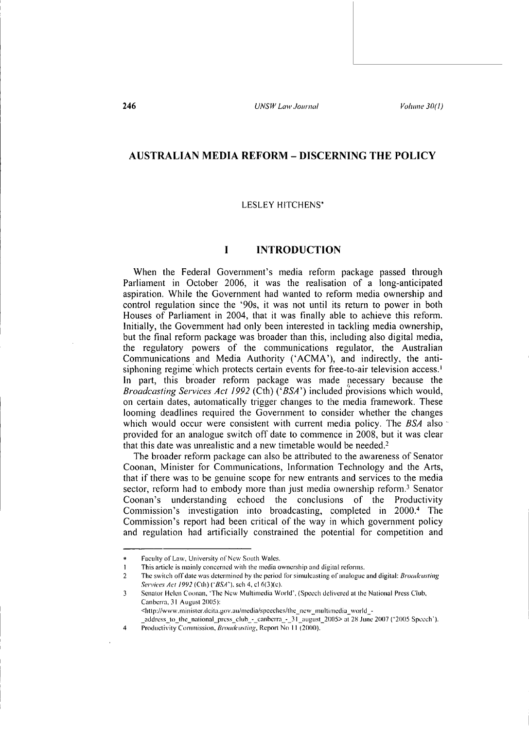# AUSTRALIAN MEDIA REFORM – DISCERNING THE POLICY

LESLEY HITCHENS*

## I INTRODUCTION

When the Federal Government's media reform package passed through Parliament in October 2006, it was the realisation of a long-anticipated aspiration. While the Government had wanted to reform media ownership and control regulation since the '90s, it was not until its return to power in both Houses of Parliament in 2004, that it was finally able to achieve this reform. Initially, the Government had only been interested in tackling media ownership, but the final reform package was broader than this, including also digital media, the regulatory powers of the communications regulator, the Australian Communications and Media Authority ('ACMA'), and indirectly, the anti-siphoning regime which protects certain events for free-to-air television access.[1] In part, this broader reform package was made necessary because the *Broadcasting Services Act 1992* (Cth) ('*BSA*') included provisions which would, on certain dates, automatically trigger changes to the media framework. These looming deadlines required the Government to consider whether the changes which would occur were consistent with current media policy. The *BSA* also provided for an analogue switch off date to commence in 2008, but it was clear that this date was unrealistic and a new timetable would be needed.[2]

The broader reform package can also be attributed to the awareness of Senator Coonan, Minister for Communications, Information Technology and the Arts, that if there was to be genuine scope for new entrants and services to the media sector, reform had to embody more than just media ownership reform.[3] Senator Coonan's understanding echoed the conclusions of the Productivity Commission's investigation into broadcasting, completed in 2000.[4] The Commission's report had been critical of the way in which government policy and regulation had artificially constrained the potential for competition and

---

\* Faculty of Law, University of New South Wales.

1 This article is mainly concerned with the media ownership and digital reforms.

2 The switch off date was determined by the period for simulcasting of analogue and digital: *Broadcasting Services Act 1992* (Cth) ('*BSA*'), sch 4, cl 6(3)(c).

3 Senator Helen Coonan, 'The New Multimedia World', (Speech delivered at the National Press Club, Canberra, 31 August 2005): <http://www.minister.dcita.gov.au/media/speeches/the_new_multimedia_world_-_address_to_the_national_press_club_-_canberra_-_31_august_2005> at 28 June 2007 ('2005 Speech').

4 Productivity Commission, *Broadcasting*, Report No 11 (2000).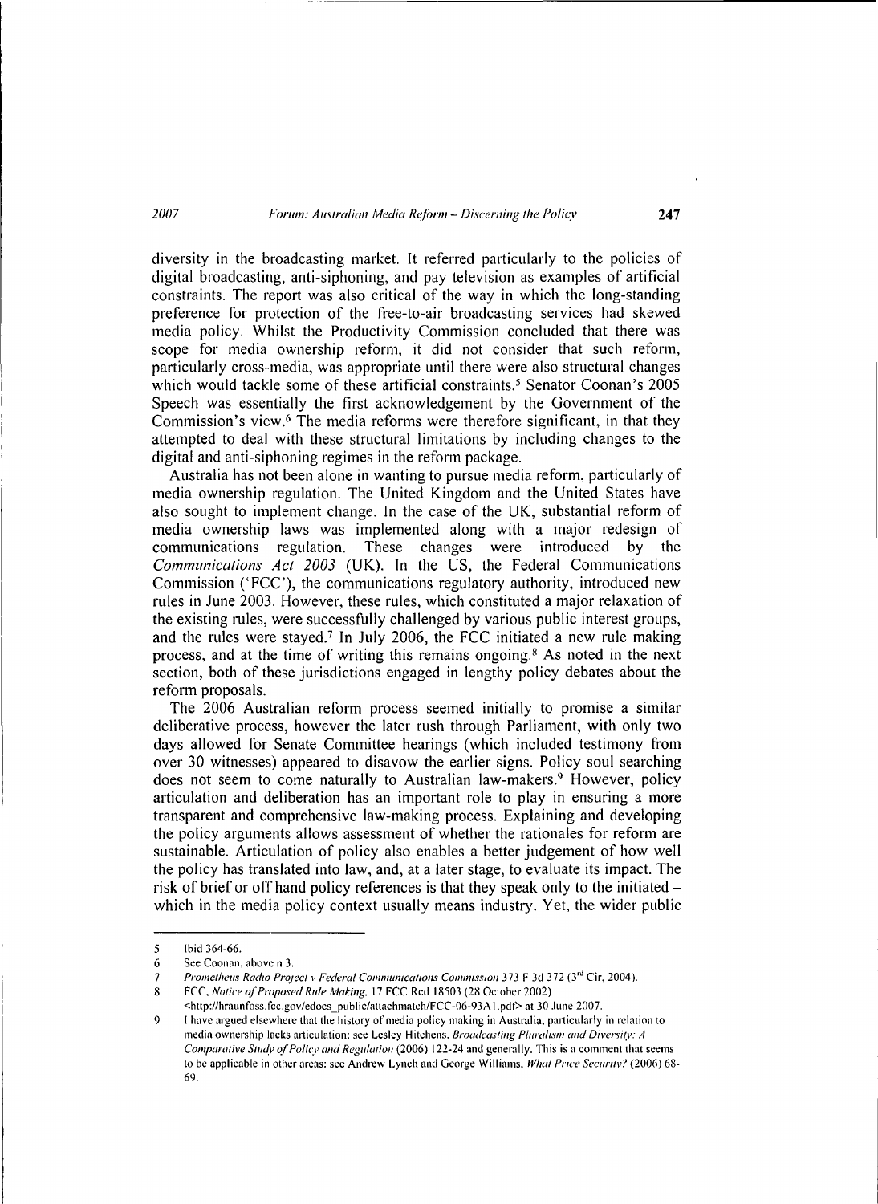diversity in the broadcasting market. It referred particularly to the policies of digital broadcasting, anti-siphoning, and pay television as examples of artificial constraints. The report was also critical of the way in which the long-standing preference for protection of the free-to-air broadcasting services had skewed media policy. Whilst the Productivity Commission concluded that there was scope for media ownership reform, it did not consider that such reform, particularly cross-media, was appropriate until there were also structural changes which would tackle some of these artificial constraints.[5] Senator Coonan's 2005 Speech was essentially the first acknowledgement by the Government of the Commission's view.[6] The media reforms were therefore significant, in that they attempted to deal with these structural limitations by including changes to the digital and anti-siphoning regimes in the reform package.

Australia has not been alone in wanting to pursue media reform, particularly of media ownership regulation. The United Kingdom and the United States have also sought to implement change. In the case of the UK, substantial reform of media ownership laws was implemented along with a major redesign of communications regulation. These changes were introduced by the *Communications Act 2003* (UK). In the US, the Federal Communications Commission ('FCC'), the communications regulatory authority, introduced new rules in June 2003. However, these rules, which constituted a major relaxation of the existing rules, were successfully challenged by various public interest groups, and the rules were stayed.[7] In July 2006, the FCC initiated a new rule making process, and at the time of writing this remains ongoing.[8] As noted in the next section, both of these jurisdictions engaged in lengthy policy debates about the reform proposals.

The 2006 Australian reform process seemed initially to promise a similar deliberative process, however the later rush through Parliament, with only two days allowed for Senate Committee hearings (which included testimony from over 30 witnesses) appeared to disavow the earlier signs. Policy soul searching does not seem to come naturally to Australian law-makers.[9] However, policy articulation and deliberation has an important role to play in ensuring a more transparent and comprehensive law-making process. Explaining and developing the policy arguments allows assessment of whether the rationales for reform are sustainable. Articulation of policy also enables a better judgement of how well the policy has translated into law, and, at a later stage, to evaluate its impact. The risk of brief or off hand policy references is that they speak only to the initiated – which in the media policy context usually means industry. Yet, the wider public

---

5 Ibid 364-66.

6 See Coonan, above n 3.

7 *Prometheus Radio Project v Federal Communications Commission* 373 F 3d 372 (3rd Cir, 2004).

8 FCC, *Notice of Proposed Rule Making*, 17 FCC Rcd 18503 (28 October 2002) <http://hraunfoss.fcc.gov/edocs_public/attachmatch/FCC-06-93A1.pdf> at 30 June 2007.

9 I have argued elsewhere that the history of media policy making in Australia, particularly in relation to media ownership lacks articulation: see Lesley Hitchens, *Broadcasting Pluralism and Diversity: A Comparative Study of Policy and Regulation* (2006) 122-24 and generally. This is a comment that seems to be applicable in other areas: see Andrew Lynch and George Williams, *What Price Security?* (2006) 68-69.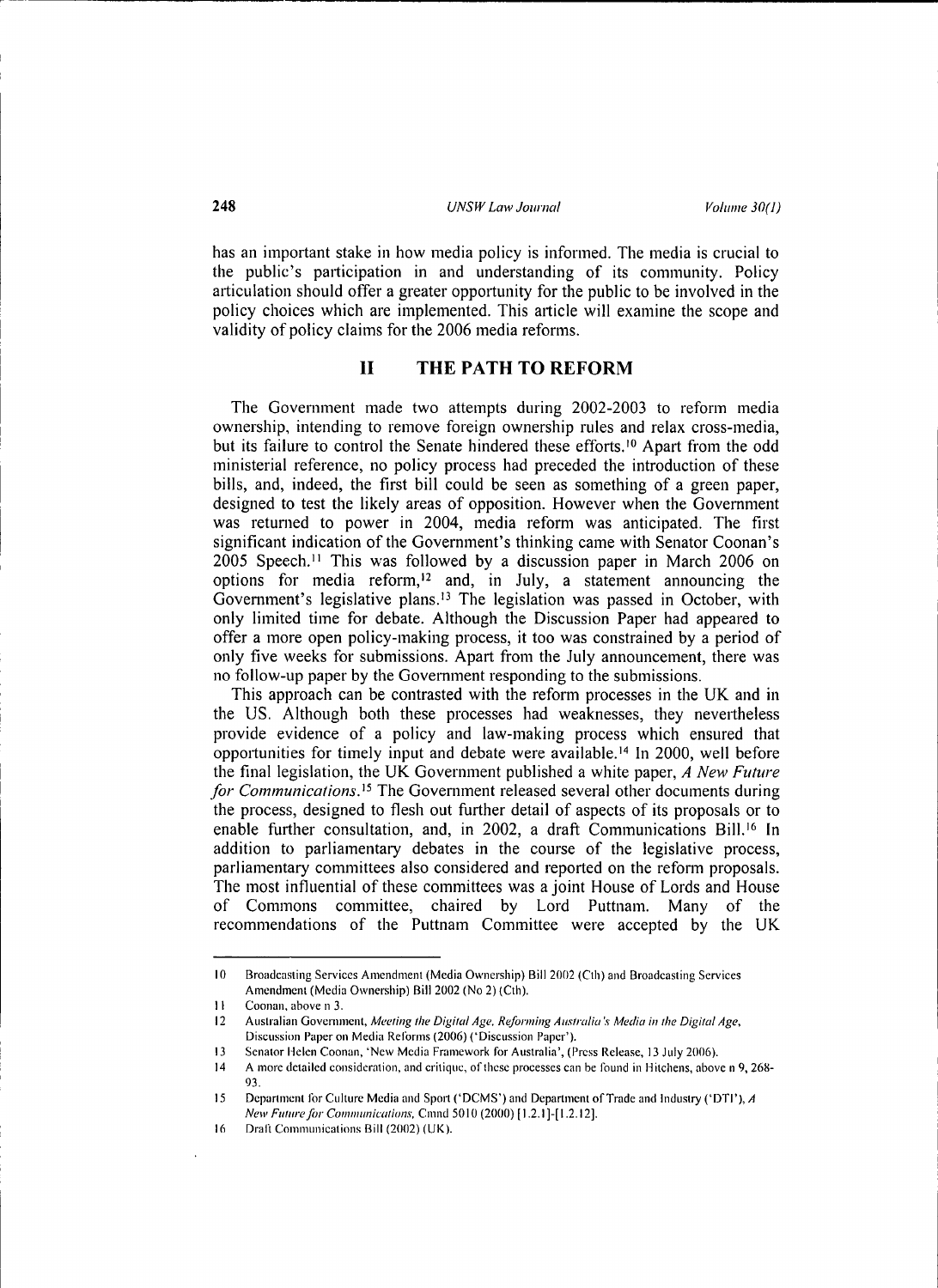has an important stake in how media policy is informed. The media is crucial to the public's participation in and understanding of its community. Policy articulation should offer a greater opportunity for the public to be involved in the policy choices which are implemented. This article will examine the scope and validity of policy claims for the 2006 media reforms.

## II THE PATH TO REFORM

The Government made two attempts during 2002-2003 to reform media ownership, intending to remove foreign ownership rules and relax cross-media, but its failure to control the Senate hindered these efforts.[10] Apart from the odd ministerial reference, no policy process had preceded the introduction of these bills, and, indeed, the first bill could be seen as something of a green paper, designed to test the likely areas of opposition. However when the Government was returned to power in 2004, media reform was anticipated. The first significant indication of the Government's thinking came with Senator Coonan's 2005 Speech.[11] This was followed by a discussion paper in March 2006 on options for media reform,[12] and, in July, a statement announcing the Government's legislative plans.[13] The legislation was passed in October, with only limited time for debate. Although the Discussion Paper had appeared to offer a more open policy-making process, it too was constrained by a period of only five weeks for submissions. Apart from the July announcement, there was no follow-up paper by the Government responding to the submissions.

This approach can be contrasted with the reform processes in the UK and in the US. Although both these processes had weaknesses, they nevertheless provide evidence of a policy and law-making process which ensured that opportunities for timely input and debate were available.[14] In 2000, well before the final legislation, the UK Government published a white paper, *A New Future for Communications*.[15] The Government released several other documents during the process, designed to flesh out further detail of aspects of its proposals or to enable further consultation, and, in 2002, a draft Communications Bill.[16] In addition to parliamentary debates in the course of the legislative process, parliamentary committees also considered and reported on the reform proposals. The most influential of these committees was a joint House of Lords and House of Commons committee, chaired by Lord Puttnam. Many of the recommendations of the Puttnam Committee were accepted by the UK

---

10 Broadcasting Services Amendment (Media Ownership) Bill 2002 (Cth) and Broadcasting Services Amendment (Media Ownership) Bill 2002 (No 2) (Cth).

11 Coonan, above n 3.

12 Australian Government, *Meeting the Digital Age, Reforming Australia's Media in the Digital Age*, Discussion Paper on Media Reforms (2006) ('Discussion Paper').

13 Senator Helen Coonan, 'New Media Framework for Australia', (Press Release, 13 July 2006).

14 A more detailed consideration, and critique, of these processes can be found in Hitchens, above n 9, 268-93.

15 Department for Culture Media and Sport ('DCMS') and Department of Trade and Industry ('DTI'), *A New Future for Communications*, Cmnd 5010 (2000) [1.2.1]-[1.2.12].

16 Draft Communications Bill (2002) (UK).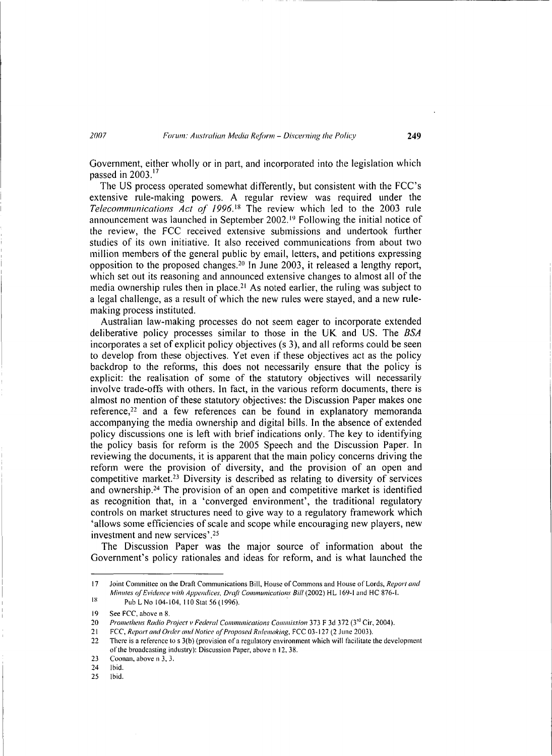Government, either wholly or in part, and incorporated into the legislation which passed in 2003.[17]

The US process operated somewhat differently, but consistent with the FCC's extensive rule-making powers. A regular review was required under the *Telecommunications Act of 1996*.[18] The review which led to the 2003 rule announcement was launched in September 2002.[19] Following the initial notice of the review, the FCC received extensive submissions and undertook further studies of its own initiative. It also received communications from about two million members of the general public by email, letters, and petitions expressing opposition to the proposed changes.[20] In June 2003, it released a lengthy report, which set out its reasoning and announced extensive changes to almost all of the media ownership rules then in place.[21] As noted earlier, the ruling was subject to a legal challenge, as a result of which the new rules were stayed, and a new rule-making process instituted.

Australian law-making processes do not seem eager to incorporate extended deliberative policy processes similar to those in the UK and US. The *BSA* incorporates a set of explicit policy objectives (s 3), and all reforms could be seen to develop from these objectives. Yet even if these objectives act as the policy backdrop to the reforms, this does not necessarily ensure that the policy is explicit: the realisation of some of the statutory objectives will necessarily involve trade-offs with others. In fact, in the various reform documents, there is almost no mention of these statutory objectives: the Discussion Paper makes one reference,[22] and a few references can be found in explanatory memoranda accompanying the media ownership and digital bills. In the absence of extended policy discussions one is left with brief indications only. The key to identifying the policy basis for reform is the 2005 Speech and the Discussion Paper. In reviewing the documents, it is apparent that the main policy concerns driving the reform were the provision of diversity, and the provision of an open and competitive market.[23] Diversity is described as relating to diversity of services and ownership.[24] The provision of an open and competitive market is identified as recognition that, in a 'converged environment', the traditional regulatory controls on market structures need to give way to a regulatory framework which 'allows some efficiencies of scale and scope while encouraging new players, new investment and new services'.[25]

The Discussion Paper was the major source of information about the Government's policy rationales and ideas for reform, and is what launched the

---

17 Joint Committee on the Draft Communications Bill, House of Commons and House of Lords, *Report and Minutes of Evidence with Appendices, Draft Communications Bill* (2002) HL 169-I and HC 876-I.

18 Pub L No 104-104, 110 Stat 56 (1996).

19 See FCC, above n 8.

20 *Prometheus Radio Project v Federal Communications Commission* 373 F 3d 372 (3rd Cir, 2004).

21 FCC, *Report and Order and Notice of Proposed Rulemaking*, FCC 03-127 (2 June 2003).

22 There is a reference to s 3(b) (provision of a regulatory environment which will facilitate the development of the broadcasting industry): Discussion Paper, above n 12, 38.

23 Coonan, above n 3, 3.

24 Ibid.

25 Ibid.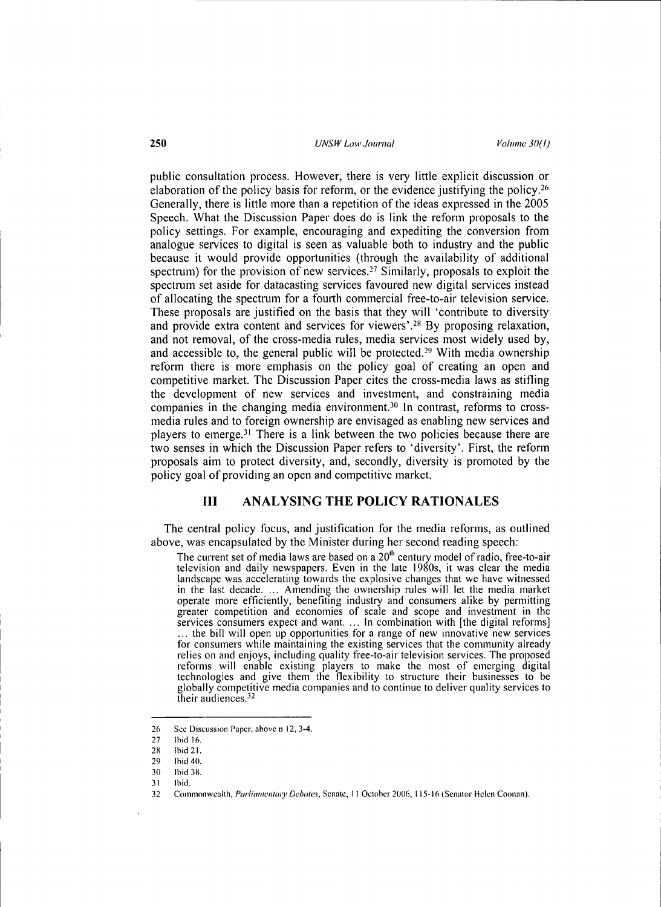public consultation process. However, there is very little explicit discussion or elaboration of the policy basis for reform, or the evidence justifying the policy.[26] Generally, there is little more than a repetition of the ideas expressed in the 2005 Speech. What the Discussion Paper does do is link the reform proposals to the policy settings. For example, encouraging and expediting the conversion from analogue services to digital is seen as valuable both to industry and the public because it would provide opportunities (through the availability of additional spectrum) for the provision of new services.[27] Similarly, proposals to exploit the spectrum set aside for datacasting services favoured new digital services instead of allocating the spectrum for a fourth commercial free-to-air television service. These proposals are justified on the basis that they will 'contribute to diversity and provide extra content and services for viewers'.[28] By proposing relaxation, and not removal, of the cross-media rules, media services most widely used by, and accessible to, the general public will be protected.[29] With media ownership reform there is more emphasis on the policy goal of creating an open and competitive market. The Discussion Paper cites the cross-media laws as stifling the development of new services and investment, and constraining media companies in the changing media environment.[30] In contrast, reforms to cross-media rules and to foreign ownership are envisaged as enabling new services and players to emerge.[31] There is a link between the two policies because there are two senses in which the Discussion Paper refers to 'diversity'. First, the reform proposals aim to protect diversity, and, secondly, diversity is promoted by the policy goal of providing an open and competitive market.

## III ANALYSING THE POLICY RATIONALES

The central policy focus, and justification for the media reforms, as outlined above, was encapsulated by the Minister during her second reading speech:

> The current set of media laws are based on a 20th century model of radio, free-to-air television and daily newspapers. Even in the late 1980s, it was clear the media landscape was accelerating towards the explosive changes that we have witnessed in the last decade. … Amending the ownership rules will let the media market operate more efficiently, benefiting industry and consumers alike by permitting greater competition and economies of scale and scope and investment in the services consumers expect and want. … In combination with [the digital reforms] … the bill will open up opportunities for a range of new innovative new services for consumers while maintaining the existing services that the community already relies on and enjoys, including quality free-to-air television services. The proposed reforms will enable existing players to make the most of emerging digital technologies and give them the flexibility to structure their businesses to be globally competitive media companies and to continue to deliver quality services to their audiences.[32]

---

26 See Discussion Paper, above n 12, 3-4.

27 Ibid 16.

28 Ibid 21.

29 Ibid 40.

30 Ibid 38.

31 Ibid.

32 Commonwealth, *Parliamentary Debates*, Senate, 11 October 2006, 115-16 (Senator Helen Coonan).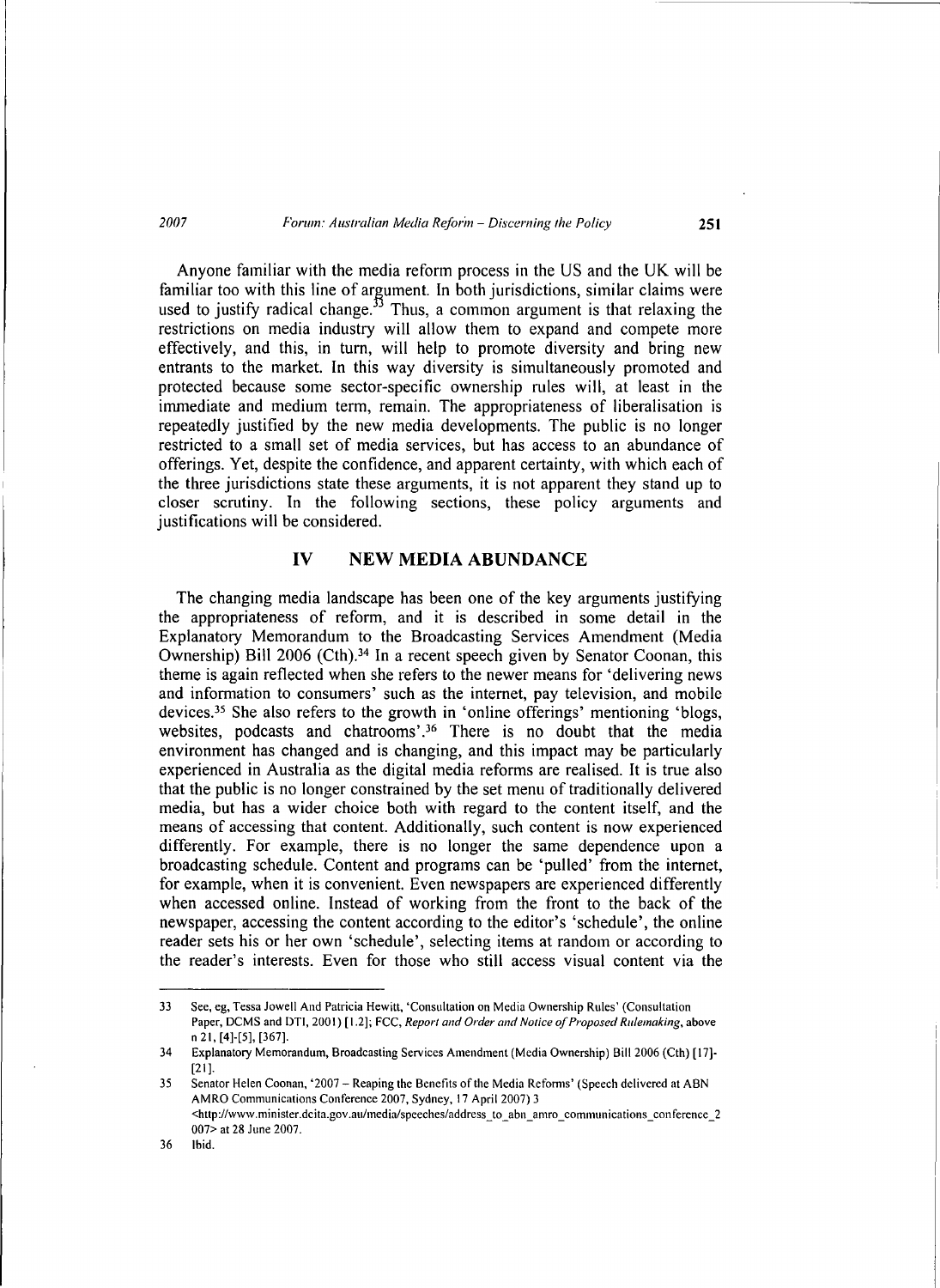Anyone familiar with the media reform process in the US and the UK will be familiar too with this line of argument. In both jurisdictions, similar claims were used to justify radical change.[33] Thus, a common argument is that relaxing the restrictions on media industry will allow them to expand and compete more effectively, and this, in turn, will help to promote diversity and bring new entrants to the market. In this way diversity is simultaneously promoted and protected because some sector-specific ownership rules will, at least in the immediate and medium term, remain. The appropriateness of liberalisation is repeatedly justified by the new media developments. The public is no longer restricted to a small set of media services, but has access to an abundance of offerings. Yet, despite the confidence, and apparent certainty, with which each of the three jurisdictions state these arguments, it is not apparent they stand up to closer scrutiny. In the following sections, these policy arguments and justifications will be considered.

## IV NEW MEDIA ABUNDANCE

The changing media landscape has been one of the key arguments justifying the appropriateness of reform, and it is described in some detail in the Explanatory Memorandum to the Broadcasting Services Amendment (Media Ownership) Bill 2006 (Cth).[34] In a recent speech given by Senator Coonan, this theme is again reflected when she refers to the newer means for 'delivering news and information to consumers' such as the internet, pay television, and mobile devices.[35] She also refers to the growth in 'online offerings' mentioning 'blogs, websites, podcasts and chatrooms'.[36] There is no doubt that the media environment has changed and is changing, and this impact may be particularly experienced in Australia as the digital media reforms are realised. It is true also that the public is no longer constrained by the set menu of traditionally delivered media, but has a wider choice both with regard to the content itself, and the means of accessing that content. Additionally, such content is now experienced differently. For example, there is no longer the same dependence upon a broadcasting schedule. Content and programs can be 'pulled' from the internet, for example, when it is convenient. Even newspapers are experienced differently when accessed online. Instead of working from the front to the back of the newspaper, accessing the content according to the editor's 'schedule', the online reader sets his or her own 'schedule', selecting items at random or according to the reader's interests. Even for those who still access visual content via the

---

33 See, eg, Tessa Jowell And Patricia Hewitt, 'Consultation on Media Ownership Rules' (Consultation Paper, DCMS and DTI, 2001) [1.2]; FCC, *Report and Order and Notice of Proposed Rulemaking*, above n 21, [4]-[5], [367].

34 Explanatory Memorandum, Broadcasting Services Amendment (Media Ownership) Bill 2006 (Cth) [17]-[21].

35 Senator Helen Coonan, '2007 – Reaping the Benefits of the Media Reforms' (Speech delivered at ABN AMRO Communications Conference 2007, Sydney, 17 April 2007) 3 <http://www.minister.dcita.gov.au/media/speeches/address_to_abn_amro_communications_conference_2007> at 28 June 2007.

36 Ibid.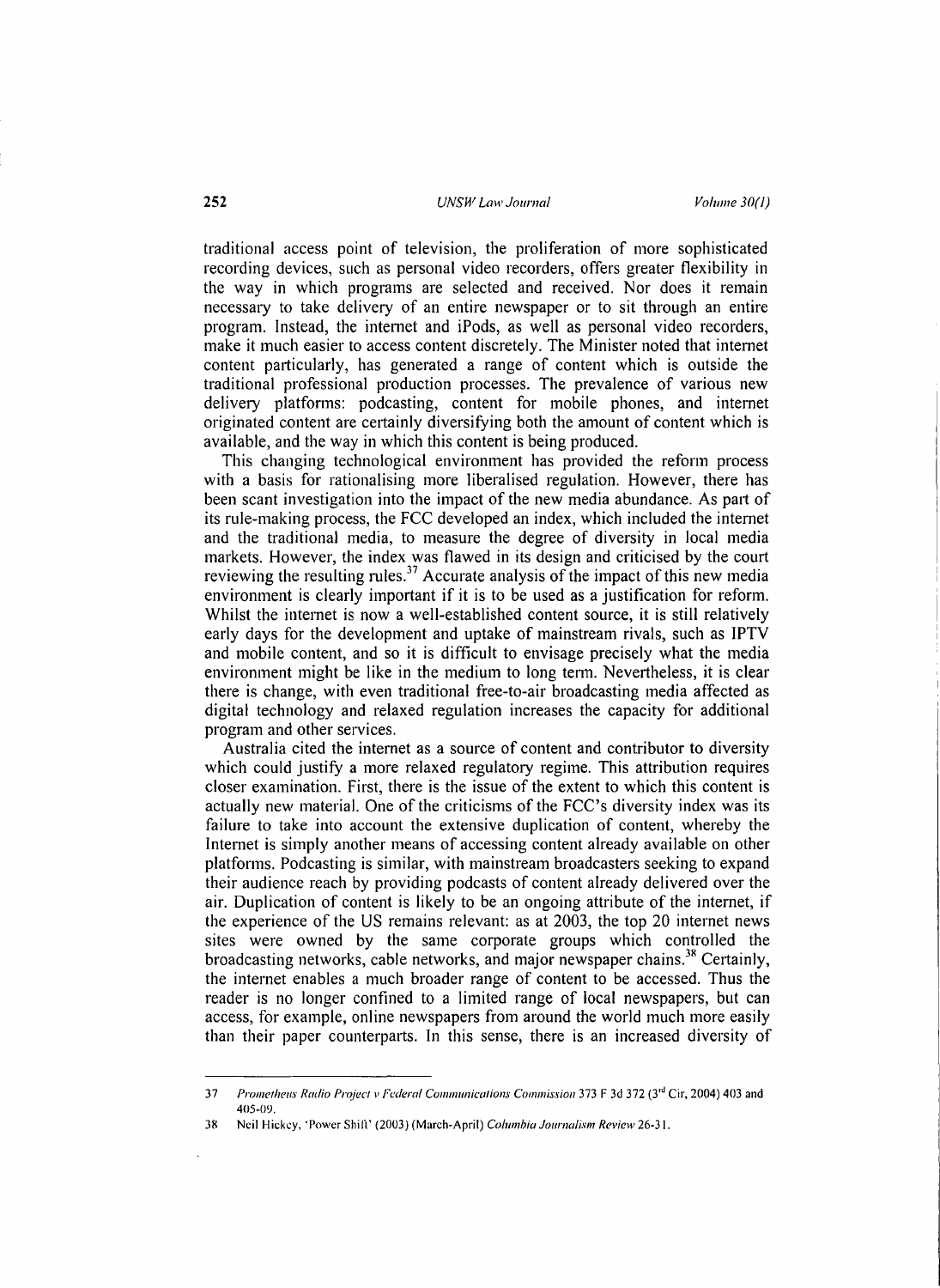traditional access point of television, the proliferation of more sophisticated recording devices, such as personal video recorders, offers greater flexibility in the way in which programs are selected and received. Nor does it remain necessary to take delivery of an entire newspaper or to sit through an entire program. Instead, the internet and iPods, as well as personal video recorders, make it much easier to access content discretely. The Minister noted that internet content particularly, has generated a range of content which is outside the traditional professional production processes. The prevalence of various new delivery platforms: podcasting, content for mobile phones, and internet originated content are certainly diversifying both the amount of content which is available, and the way in which this content is being produced.

This changing technological environment has provided the reform process with a basis for rationalising more liberalised regulation. However, there has been scant investigation into the impact of the new media abundance. As part of its rule-making process, the FCC developed an index, which included the internet and the traditional media, to measure the degree of diversity in local media markets. However, the index was flawed in its design and criticised by the court reviewing the resulting rules.[37] Accurate analysis of the impact of this new media environment is clearly important if it is to be used as a justification for reform. Whilst the internet is now a well-established content source, it is still relatively early days for the development and uptake of mainstream rivals, such as IPTV and mobile content, and so it is difficult to envisage precisely what the media environment might be like in the medium to long term. Nevertheless, it is clear there is change, with even traditional free-to-air broadcasting media affected as digital technology and relaxed regulation increases the capacity for additional program and other services.

Australia cited the internet as a source of content and contributor to diversity which could justify a more relaxed regulatory regime. This attribution requires closer examination. First, there is the issue of the extent to which this content is actually new material. One of the criticisms of the FCC's diversity index was its failure to take into account the extensive duplication of content, whereby the Internet is simply another means of accessing content already available on other platforms. Podcasting is similar, with mainstream broadcasters seeking to expand their audience reach by providing podcasts of content already delivered over the air. Duplication of content is likely to be an ongoing attribute of the internet, if the experience of the US remains relevant: as at 2003, the top 20 internet news sites were owned by the same corporate groups which controlled the broadcasting networks, cable networks, and major newspaper chains.[38] Certainly, the internet enables a much broader range of content to be accessed. Thus the reader is no longer confined to a limited range of local newspapers, but can access, for example, online newspapers from around the world much more easily than their paper counterparts. In this sense, there is an increased diversity of

---

37 *Prometheus Radio Project v Federal Communications Commission* 373 F 3d 372 (3rd Cir, 2004) 403 and 405-09.

38 Neil Hickey, 'Power Shift' (2003) (March-April) *Columbia Journalism Review* 26-31.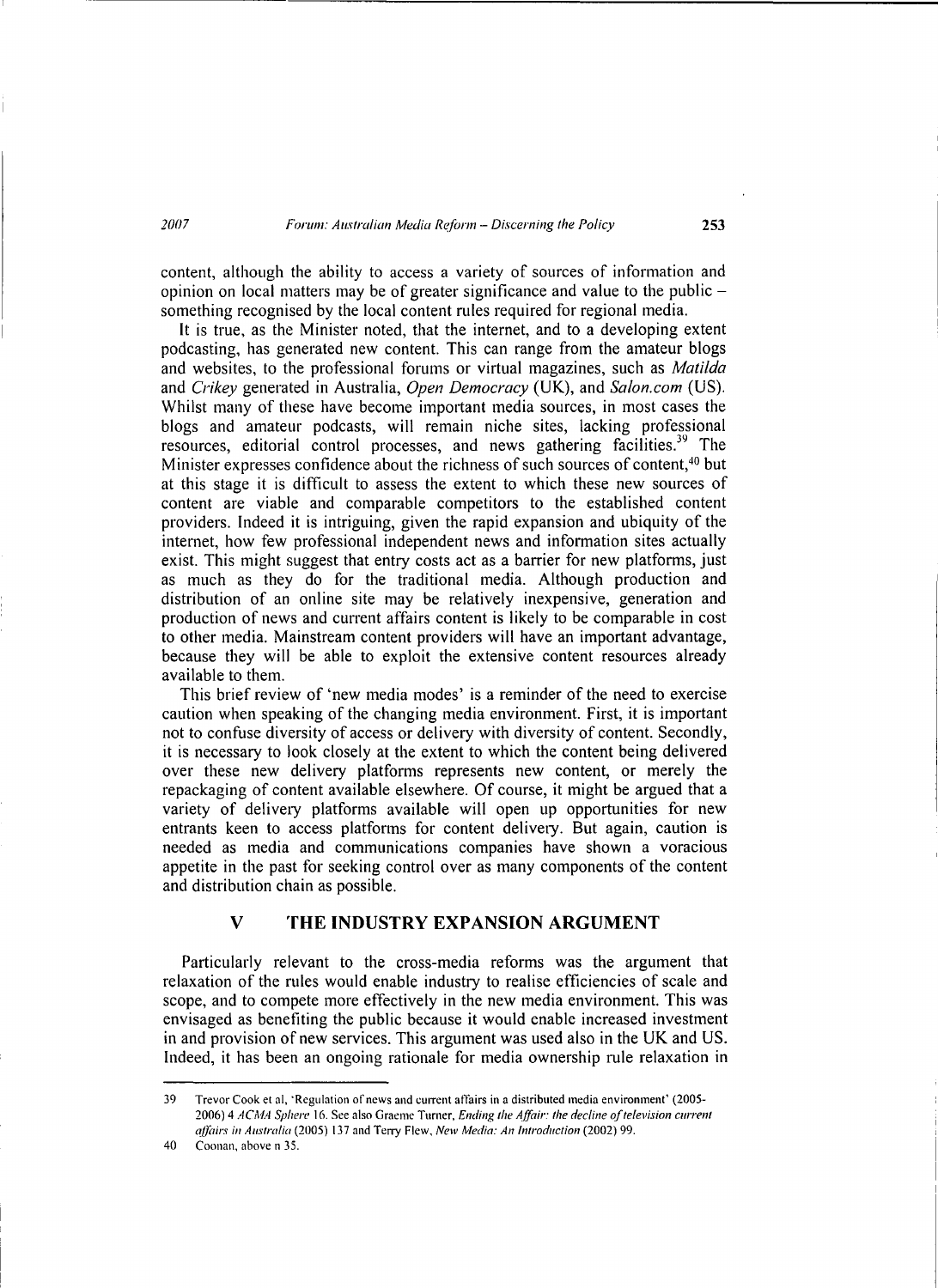content, although the ability to access a variety of sources of information and opinion on local matters may be of greater significance and value to the public – something recognised by the local content rules required for regional media.

It is true, as the Minister noted, that the internet, and to a developing extent podcasting, has generated new content. This can range from the amateur blogs and websites, to the professional forums or virtual magazines, such as *Matilda* and *Crikey* generated in Australia, *Open Democracy* (UK), and *Salon.com* (US). Whilst many of these have become important media sources, in most cases the blogs and amateur podcasts, will remain niche sites, lacking professional resources, editorial control processes, and news gathering facilities.[39] The Minister expresses confidence about the richness of such sources of content,[40] but at this stage it is difficult to assess the extent to which these new sources of content are viable and comparable competitors to the established content providers. Indeed it is intriguing, given the rapid expansion and ubiquity of the internet, how few professional independent news and information sites actually exist. This might suggest that entry costs act as a barrier for new platforms, just as much as they do for the traditional media. Although production and distribution of an online site may be relatively inexpensive, generation and production of news and current affairs content is likely to be comparable in cost to other media. Mainstream content providers will have an important advantage, because they will be able to exploit the extensive content resources already available to them.

This brief review of 'new media modes' is a reminder of the need to exercise caution when speaking of the changing media environment. First, it is important not to confuse diversity of access or delivery with diversity of content. Secondly, it is necessary to look closely at the extent to which the content being delivered over these new delivery platforms represents new content, or merely the repackaging of content available elsewhere. Of course, it might be argued that a variety of delivery platforms available will open up opportunities for new entrants keen to access platforms for content delivery. But again, caution is needed as media and communications companies have shown a voracious appetite in the past for seeking control over as many components of the content and distribution chain as possible.

## V THE INDUSTRY EXPANSION ARGUMENT

Particularly relevant to the cross-media reforms was the argument that relaxation of the rules would enable industry to realise efficiencies of scale and scope, and to compete more effectively in the new media environment. This was envisaged as benefiting the public because it would enable increased investment in and provision of new services. This argument was used also in the UK and US. Indeed, it has been an ongoing rationale for media ownership rule relaxation in

---

39 Trevor Cook et al, 'Regulation of news and current affairs in a distributed media environment' (2005-2006) 4 *ACMA Sphere* 16. See also Graeme Turner, *Ending the Affair: the decline of television current affairs in Australia* (2005) 137 and Terry Flew, *New Media: An Introduction* (2002) 99.

40 Coonan, above n 35.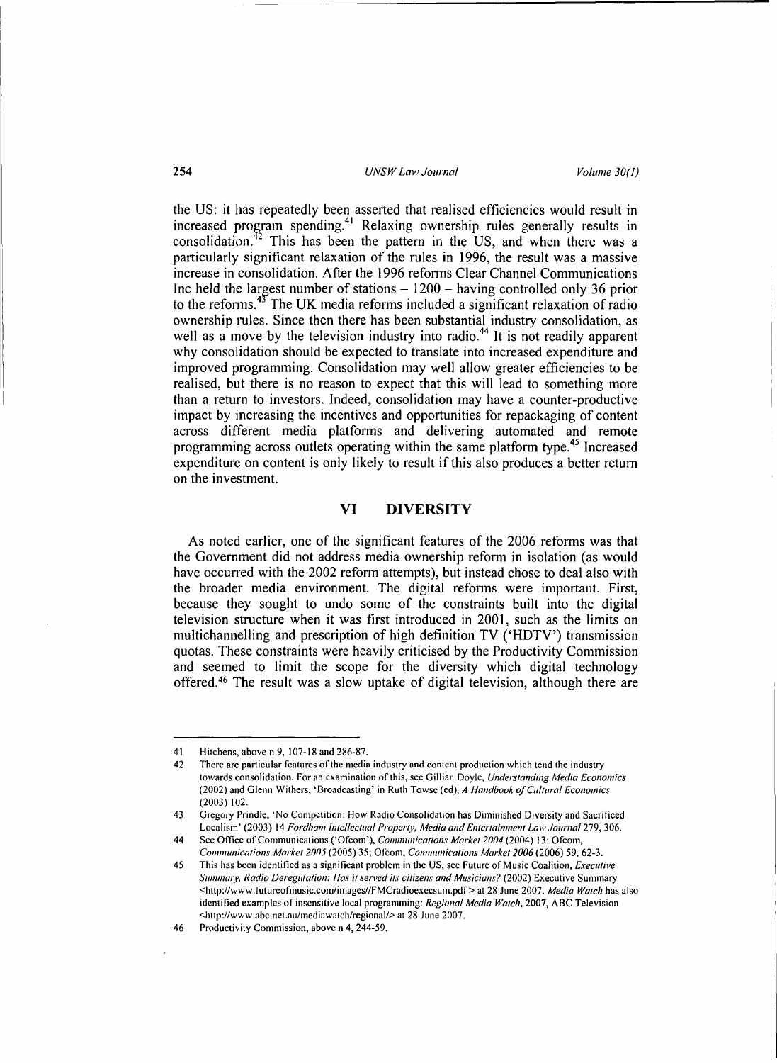the US: it has repeatedly been asserted that realised efficiencies would result in increased program spending.[41] Relaxing ownership rules generally results in consolidation.[42] This has been the pattern in the US, and when there was a particularly significant relaxation of the rules in 1996, the result was a massive increase in consolidation. After the 1996 reforms Clear Channel Communications Inc held the largest number of stations – 1200 – having controlled only 36 prior to the reforms.[43] The UK media reforms included a significant relaxation of radio ownership rules. Since then there has been substantial industry consolidation, as well as a move by the television industry into radio.[44] It is not readily apparent why consolidation should be expected to translate into increased expenditure and improved programming. Consolidation may well allow greater efficiencies to be realised, but there is no reason to expect that this will lead to something more than a return to investors. Indeed, consolidation may have a counter-productive impact by increasing the incentives and opportunities for repackaging of content across different media platforms and delivering automated and remote programming across outlets operating within the same platform type.[45] Increased expenditure on content is only likely to result if this also produces a better return on the investment.

## VI DIVERSITY

As noted earlier, one of the significant features of the 2006 reforms was that the Government did not address media ownership reform in isolation (as would have occurred with the 2002 reform attempts), but instead chose to deal also with the broader media environment. The digital reforms were important. First, because they sought to undo some of the constraints built into the digital television structure when it was first introduced in 2001, such as the limits on multichannelling and prescription of high definition TV ('HDTV') transmission quotas. These constraints were heavily criticised by the Productivity Commission and seemed to limit the scope for the diversity which digital technology offered.[46] The result was a slow uptake of digital television, although there are

---

41 Hitchens, above n 9, 107-18 and 286-87.

42 There are particular features of the media industry and content production which tend the industry towards consolidation. For an examination of this, see Gillian Doyle, *Understanding Media Economics* (2002) and Glenn Withers, 'Broadcasting' in Ruth Towse (ed), *A Handbook of Cultural Economics* (2003) 102.

43 Gregory Prindle, 'No Competition: How Radio Consolidation has Diminished Diversity and Sacrificed Localism' (2003) 14 *Fordham Intellectual Property, Media and Entertainment Law Journal* 279, 306.

44 See Office of Communications ('Ofcom'), *Communications Market 2004* (2004) 13; Ofcom, *Communications Market 2005* (2005) 35; Ofcom, *Communications Market 2006* (2006) 59, 62-3.

45 This has been identified as a significant problem in the US, see Future of Music Coalition, *Executive Summary, Radio Deregulation: Has it served its citizens and Musicians?* (2002) Executive Summary <http://www.futureofmusic.com/images//FMCradioexecsum.pdf> at 28 June 2007. *Media Watch* has also identified examples of insensitive local programming: *Regional Media Watch*, 2007, ABC Television <http://www.abc.net.au/mediawatch/regional/> at 28 June 2007.

46 Productivity Commission, above n 4, 244-59.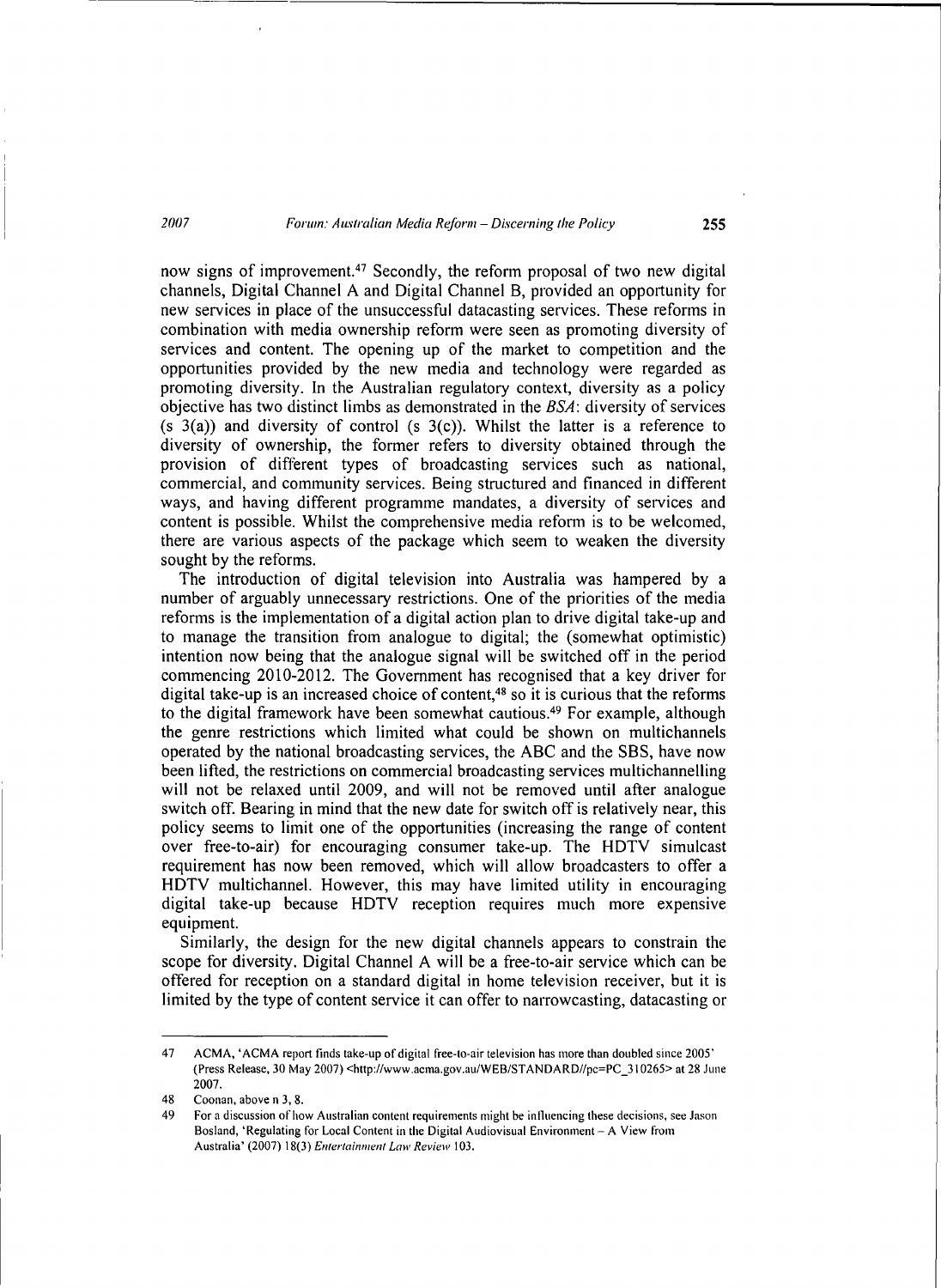now signs of improvement.[47] Secondly, the reform proposal of two new digital channels, Digital Channel A and Digital Channel B, provided an opportunity for new services in place of the unsuccessful datacasting services. These reforms in combination with media ownership reform were seen as promoting diversity of services and content. The opening up of the market to competition and the opportunities provided by the new media and technology were regarded as promoting diversity. In the Australian regulatory context, diversity as a policy objective has two distinct limbs as demonstrated in the *BSA*: diversity of services (s 3(a)) and diversity of control (s 3(c)). Whilst the latter is a reference to diversity of ownership, the former refers to diversity obtained through the provision of different types of broadcasting services such as national, commercial, and community services. Being structured and financed in different ways, and having different programme mandates, a diversity of services and content is possible. Whilst the comprehensive media reform is to be welcomed, there are various aspects of the package which seem to weaken the diversity sought by the reforms.

The introduction of digital television into Australia was hampered by a number of arguably unnecessary restrictions. One of the priorities of the media reforms is the implementation of a digital action plan to drive digital take-up and to manage the transition from analogue to digital; the (somewhat optimistic) intention now being that the analogue signal will be switched off in the period commencing 2010-2012. The Government has recognised that a key driver for digital take-up is an increased choice of content,[48] so it is curious that the reforms to the digital framework have been somewhat cautious.[49] For example, although the genre restrictions which limited what could be shown on multichannels operated by the national broadcasting services, the ABC and the SBS, have now been lifted, the restrictions on commercial broadcasting services multichannelling will not be relaxed until 2009, and will not be removed until after analogue switch off. Bearing in mind that the new date for switch off is relatively near, this policy seems to limit one of the opportunities (increasing the range of content over free-to-air) for encouraging consumer take-up. The HDTV simulcast requirement has now been removed, which will allow broadcasters to offer a HDTV multichannel. However, this may have limited utility in encouraging digital take-up because HDTV reception requires much more expensive equipment.

Similarly, the design for the new digital channels appears to constrain the scope for diversity. Digital Channel A will be a free-to-air service which can be offered for reception on a standard digital in home television receiver, but it is limited by the type of content service it can offer to narrowcasting, datacasting or

---

47 ACMA, 'ACMA report finds take-up of digital free-to-air television has more than doubled since 2005' (Press Release, 30 May 2007) <http://www.acma.gov.au/WEB/STANDARD//pc=PC_310265> at 28 June 2007.

48 Coonan, above n 3, 8.

49 For a discussion of how Australian content requirements might be influencing these decisions, see Jason Bosland, 'Regulating for Local Content in the Digital Audiovisual Environment – A View from Australia' (2007) 18(3) *Entertainment Law Review* 103.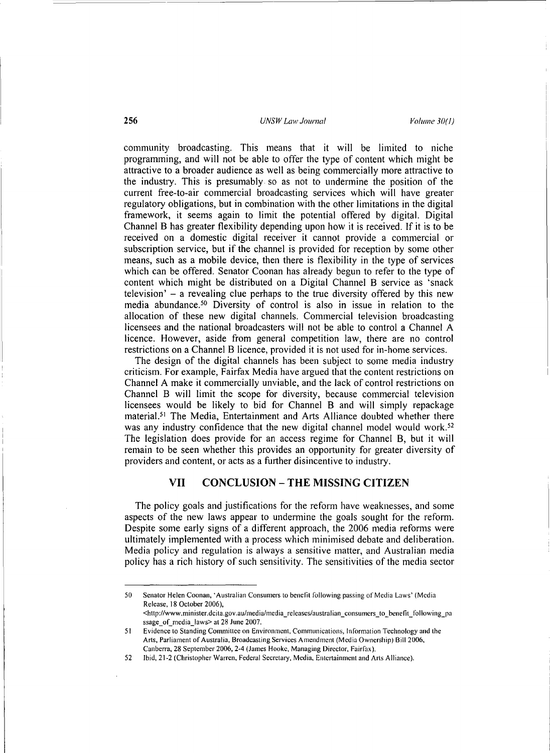community broadcasting. This means that it will be limited to niche programming, and will not be able to offer the type of content which might be attractive to a broader audience as well as being commercially more attractive to the industry. This is presumably so as not to undermine the position of the current free-to-air commercial broadcasting services which will have greater regulatory obligations, but in combination with the other limitations in the digital framework, it seems again to limit the potential offered by digital. Digital Channel B has greater flexibility depending upon how it is received. If it is to be received on a domestic digital receiver it cannot provide a commercial or subscription service, but if the channel is provided for reception by some other means, such as a mobile device, then there is flexibility in the type of services which can be offered. Senator Coonan has already begun to refer to the type of content which might be distributed on a Digital Channel B service as 'snack television' – a revealing clue perhaps to the true diversity offered by this new media abundance.[50] Diversity of control is also in issue in relation to the allocation of these new digital channels. Commercial television broadcasting licensees and the national broadcasters will not be able to control a Channel A licence. However, aside from general competition law, there are no control restrictions on a Channel B licence, provided it is not used for in-home services.

The design of the digital channels has been subject to some media industry criticism. For example, Fairfax Media have argued that the content restrictions on Channel A make it commercially unviable, and the lack of control restrictions on Channel B will limit the scope for diversity, because commercial television licensees would be likely to bid for Channel B and will simply repackage material.[51] The Media, Entertainment and Arts Alliance doubted whether there was any industry confidence that the new digital channel model would work.[52] The legislation does provide for an access regime for Channel B, but it will remain to be seen whether this provides an opportunity for greater diversity of providers and content, or acts as a further disincentive to industry.

## VII CONCLUSION – THE MISSING CITIZEN

The policy goals and justifications for the reform have weaknesses, and some aspects of the new laws appear to undermine the goals sought for the reform. Despite some early signs of a different approach, the 2006 media reforms were ultimately implemented with a process which minimised debate and deliberation. Media policy and regulation is always a sensitive matter, and Australian media policy has a rich history of such sensitivity. The sensitivities of the media sector

---

50 Senator Helen Coonan, 'Australian Consumers to benefit following passing of Media Laws' (Media Release, 18 October 2006), <http://www.minister.dcita.gov.au/media/media_releases/australian_consumers_to_benefit_following_passage_of_media_laws> at 28 June 2007.

51 Evidence to Standing Committee on Environment, Communications, Information Technology and the Arts, Parliament of Australia, Broadcasting Services Amendment (Media Ownership) Bill 2006, Canberra, 28 September 2006, 2-4 (James Hooke, Managing Director, Fairfax).

52 Ibid, 21-2 (Christopher Warren, Federal Secretary, Media, Entertainment and Arts Alliance).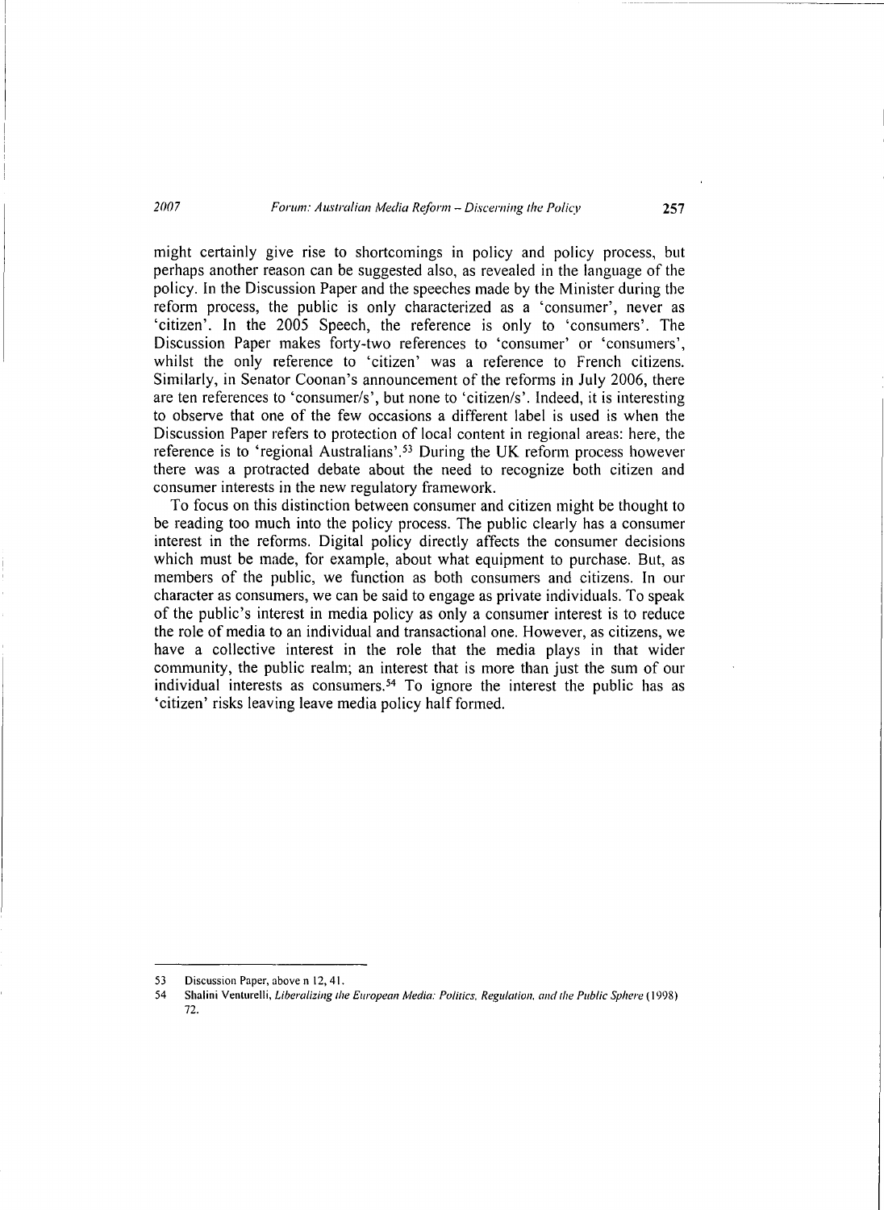might certainly give rise to shortcomings in policy and policy process, but perhaps another reason can be suggested also, as revealed in the language of the policy. In the Discussion Paper and the speeches made by the Minister during the reform process, the public is only characterized as a 'consumer', never as 'citizen'. In the 2005 Speech, the reference is only to 'consumers'. The Discussion Paper makes forty-two references to 'consumer' or 'consumers', whilst the only reference to 'citizen' was a reference to French citizens. Similarly, in Senator Coonan's announcement of the reforms in July 2006, there are ten references to 'consumer/s', but none to 'citizen/s'. Indeed, it is interesting to observe that one of the few occasions a different label is used is when the Discussion Paper refers to protection of local content in regional areas: here, the reference is to 'regional Australians'.[53] During the UK reform process however there was a protracted debate about the need to recognize both citizen and consumer interests in the new regulatory framework.

To focus on this distinction between consumer and citizen might be thought to be reading too much into the policy process. The public clearly has a consumer interest in the reforms. Digital policy directly affects the consumer decisions which must be made, for example, about what equipment to purchase. But, as members of the public, we function as both consumers and citizens. In our character as consumers, we can be said to engage as private individuals. To speak of the public's interest in media policy as only a consumer interest is to reduce the role of media to an individual and transactional one. However, as citizens, we have a collective interest in the role that the media plays in that wider community, the public realm; an interest that is more than just the sum of our individual interests as consumers.[54] To ignore the interest the public has as 'citizen' risks leaving leave media policy half formed.

---

53 Discussion Paper, above n 12, 41.

54 Shalini Venturelli, *Liberalizing the European Media: Politics, Regulation, and the Public Sphere* (1998) 72.